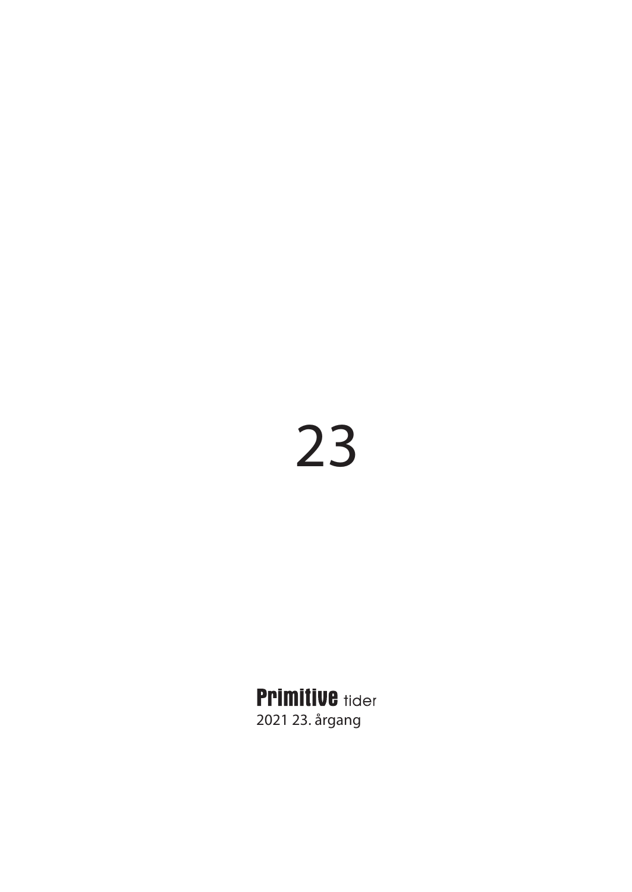# 23

**Primitive** tider

2021 23. årgang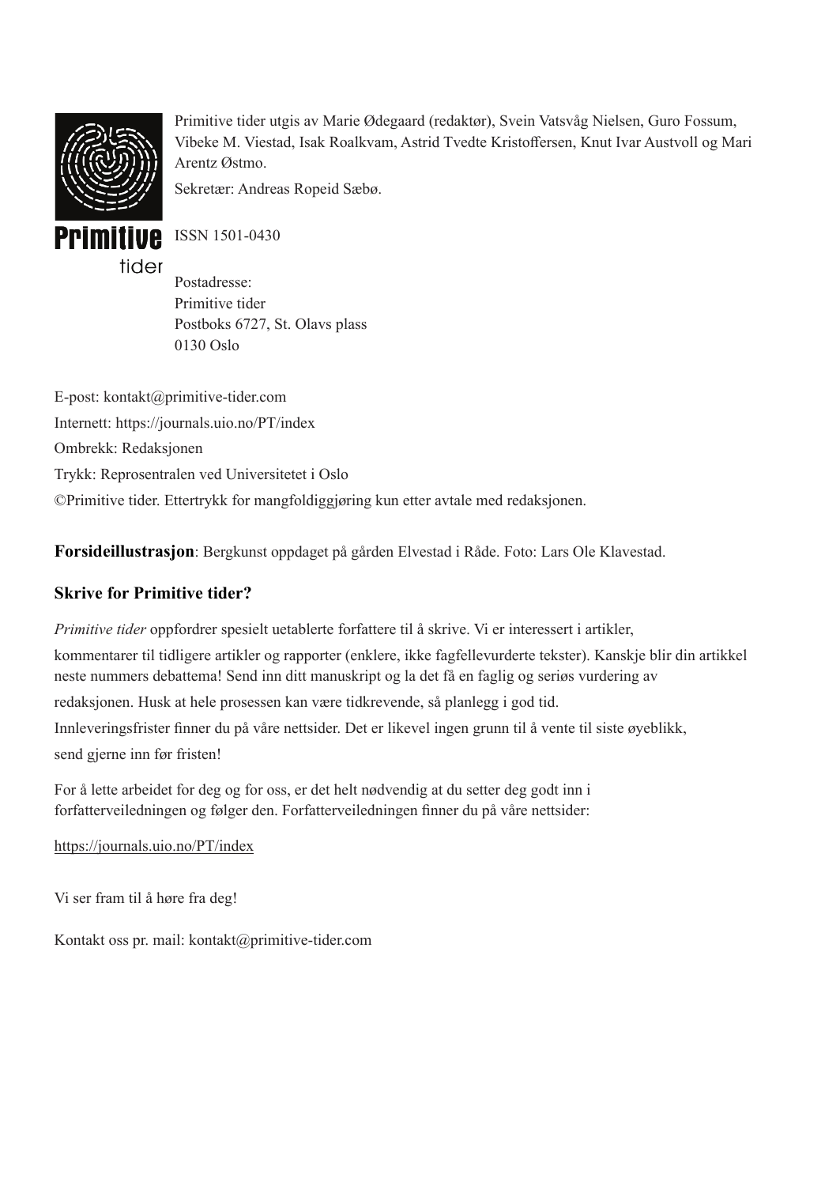Primitive tider utgis av Marie Ødegaard (redaktør), Svein Vatsvåg Nielsen, Guro Fossum, Vibeke M. Viestad, Isak Roalkvam, Astrid Tvedte Kristoffersen, Knut Ivar Austvoll og Mari Arentz Østmo.

Sekretær: Andreas Ropeid Sæbø.

ISSN 1501-0430

Postadresse:
Primitive tider
Postboks 6727, St. Olavs plass
0130 Oslo

E-post: kontakt@primitive-tider.com

Internett: https://journals.uio.no/PT/index

Ombrekk: Redaksjonen

Trykk: Reprosentralen ved Universitetet i Oslo

©Primitive tider. Ettertrykk for mangfoldiggjøring kun etter avtale med redaksjonen.

**Forsideillustrasjon**: Bergkunst oppdaget på gården Elvestad i Råde. Foto: Lars Ole Klavestad.

## Skrive for Primitive tider?

*Primitive tider* oppfordrer spesielt uetablerte forfattere til å skrive. Vi er interessert i artikler, kommentarer til tidligere artikler og rapporter (enklere, ikke fagfellevurderte tekster). Kanskje blir din artikkel neste nummers debattema! Send inn ditt manuskript og la det få en faglig og seriøs vurdering av redaksjonen. Husk at hele prosessen kan være tidkrevende, så planlegg i god tid. Innleveringsfrister finner du på våre nettsider. Det er likevel ingen grunn til å vente til siste øyeblikk, send gjerne inn før fristen!

For å lette arbeidet for deg og for oss, er det helt nødvendig at du setter deg godt inn i forfatterveiledningen og følger den. Forfatterveiledningen finner du på våre nettsider:

https://journals.uio.no/PT/index

Vi ser fram til å høre fra deg!

Kontakt oss pr. mail: kontakt@primitive-tider.com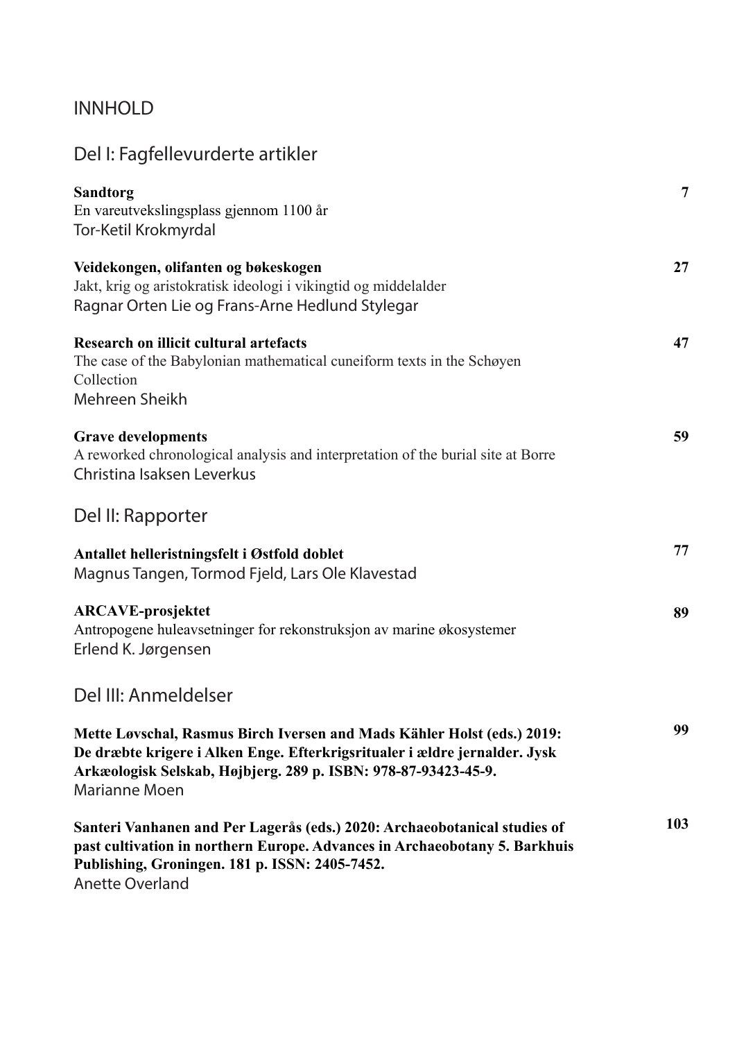# INNHOLD

## Del I: Fagfellevurderte artikler

**Sandtorg** 7
En vareutvekslingsplass gjennom 1100 år
Tor-Ketil Krokmyrdal

**Veidekongen, olifanten og bøkeskogen** 27
Jakt, krig og aristokratisk ideologi i vikingtid og middelalder
Ragnar Orten Lie og Frans-Arne Hedlund Stylegar

**Research on illicit cultural artefacts** 47
The case of the Babylonian mathematical cuneiform texts in the Schøyen Collection
Mehreen Sheikh

**Grave developments** 59
A reworked chronological analysis and interpretation of the burial site at Borre
Christina Isaksen Leverkus

## Del II: Rapporter

**Antallet helleristningsfelt i Østfold doblet** 77
Magnus Tangen, Tormod Fjeld, Lars Ole Klavestad

**ARCAVE-prosjektet** 89
Antropogene huleavsetninger for rekonstruksjon av marine økosystemer
Erlend K. Jørgensen

## Del III: Anmeldelser

**Mette Løvschal, Rasmus Birch Iversen and Mads Kähler Holst (eds.) 2019: De dræbte krigere i Alken Enge. Efterkrigsritualer i ældre jernalder. Jysk Arkæologisk Selskab, Højbjerg. 289 p. ISBN: 978-87-93423-45-9.** 99
Marianne Moen

**Santeri Vanhanen and Per Lagerås (eds.) 2020: Archaeobotanical studies of past cultivation in northern Europe. Advances in Archaeobotany 5. Barkhuis Publishing, Groningen. 181 p. ISSN: 2405-7452.** 103
Anette Overland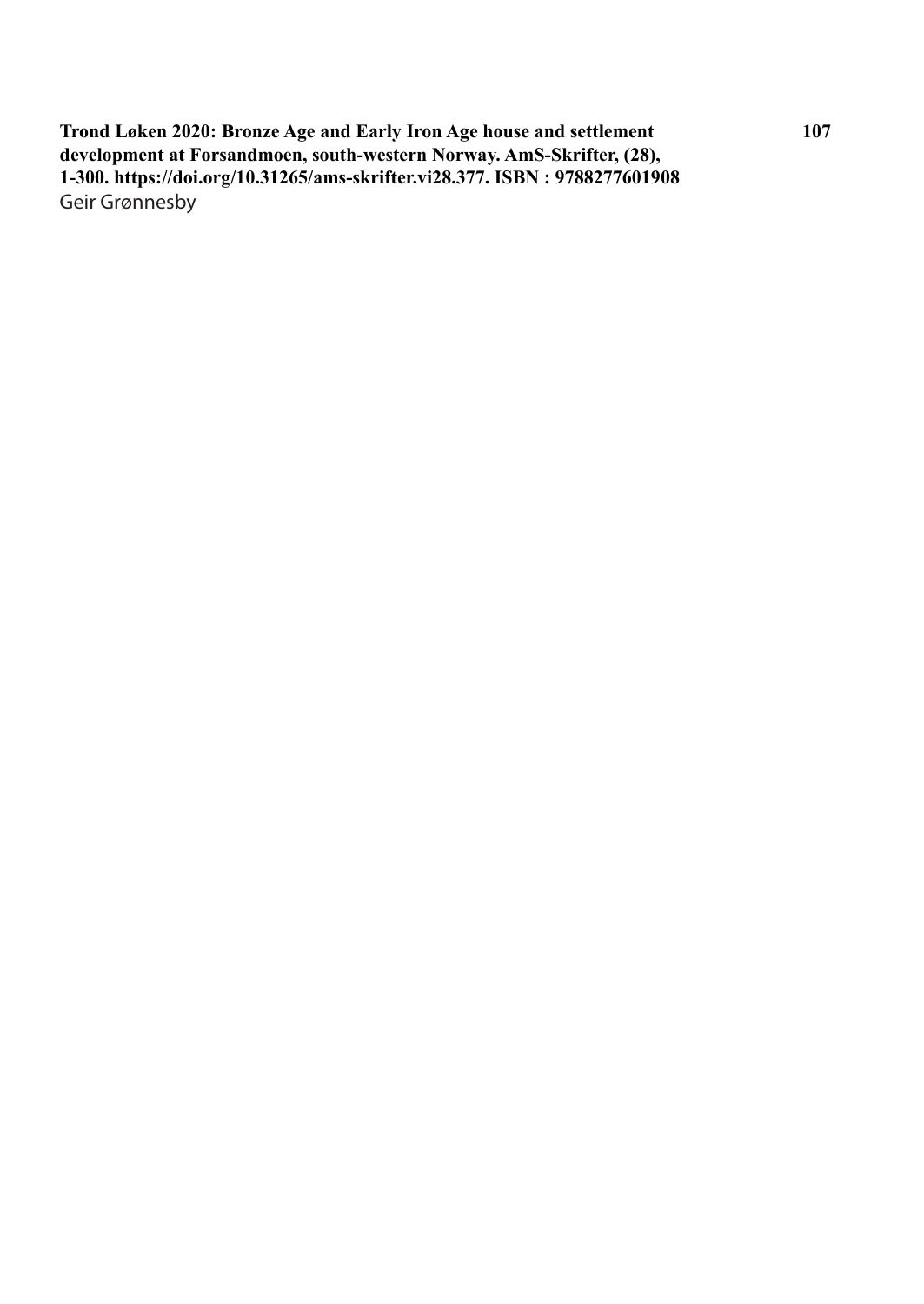**Trond Løken 2020: Bronze Age and Early Iron Age house and settlement development at Forsandmoen, south-western Norway. AmS-Skrifter, (28), 1-300. https://doi.org/10.31265/ams-skrifter.vi28.377. ISBN : 9788277601908**

Geir Grønnesby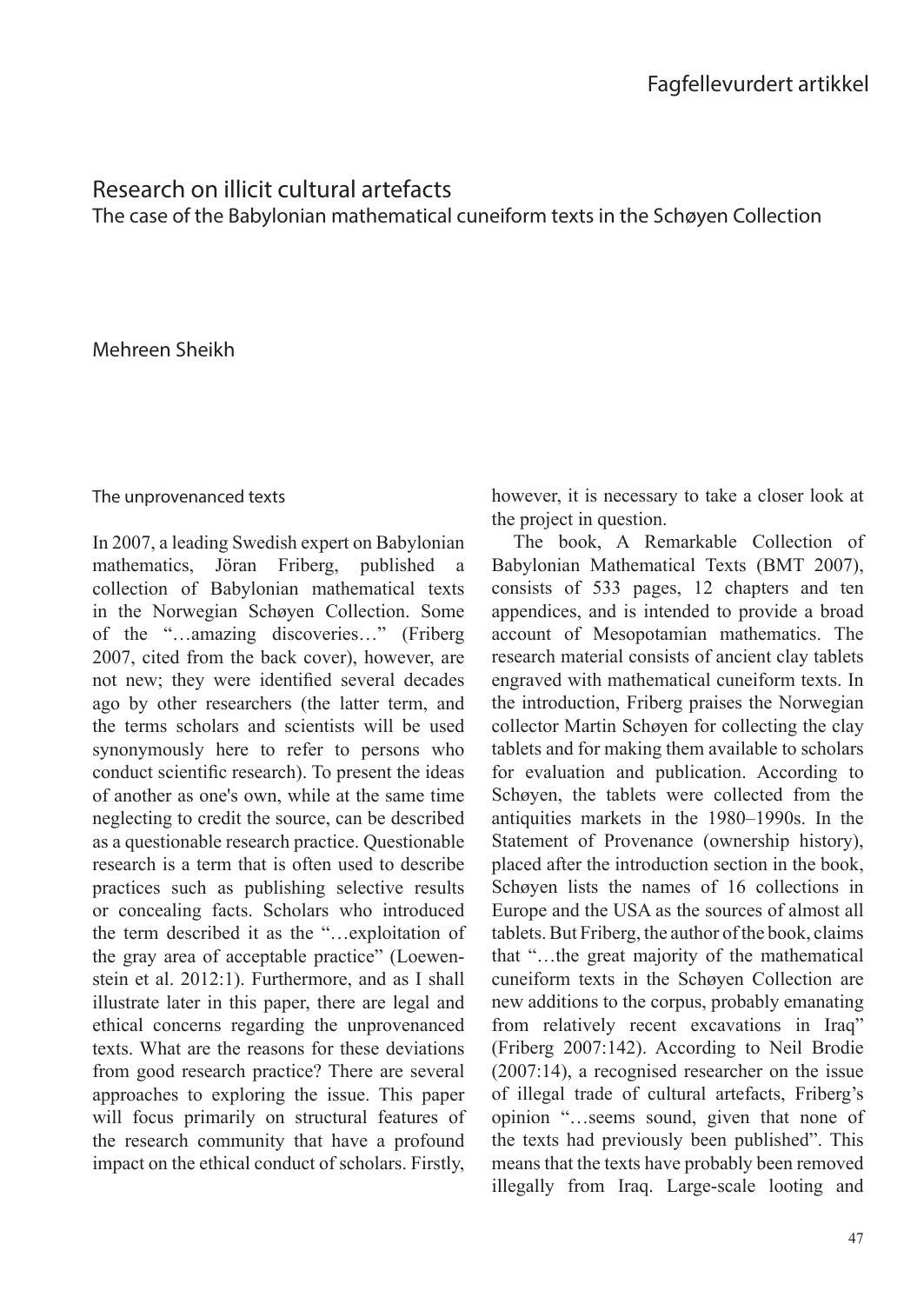# Research on illicit cultural artefacts

## The case of the Babylonian mathematical cuneiform texts in the Schøyen Collection

Mehreen Sheikh

### The unprovenanced texts

In 2007, a leading Swedish expert on Babylonian mathematics, Jöran Friberg, published a collection of Babylonian mathematical texts in the Norwegian Schøyen Collection. Some of the "…amazing discoveries…" (Friberg 2007, cited from the back cover), however, are not new; they were identified several decades ago by other researchers (the latter term, and the terms scholars and scientists will be used synonymously here to refer to persons who conduct scientific research). To present the ideas of another as one's own, while at the same time neglecting to credit the source, can be described as a questionable research practice. Questionable research is a term that is often used to describe practices such as publishing selective results or concealing facts. Scholars who introduced the term described it as the "…exploitation of the gray area of acceptable practice" (Loewenstein et al. 2012:1). Furthermore, and as I shall illustrate later in this paper, there are legal and ethical concerns regarding the unprovenanced texts. What are the reasons for these deviations from good research practice? There are several approaches to exploring the issue. This paper will focus primarily on structural features of the research community that have a profound impact on the ethical conduct of scholars. Firstly, however, it is necessary to take a closer look at the project in question.

The book, A Remarkable Collection of Babylonian Mathematical Texts (BMT 2007), consists of 533 pages, 12 chapters and ten appendices, and is intended to provide a broad account of Mesopotamian mathematics. The research material consists of ancient clay tablets engraved with mathematical cuneiform texts. In the introduction, Friberg praises the Norwegian collector Martin Schøyen for collecting the clay tablets and for making them available to scholars for evaluation and publication. According to Schøyen, the tablets were collected from the antiquities markets in the 1980–1990s. In the Statement of Provenance (ownership history), placed after the introduction section in the book, Schøyen lists the names of 16 collections in Europe and the USA as the sources of almost all tablets. But Friberg, the author of the book, claims that "…the great majority of the mathematical cuneiform texts in the Schøyen Collection are new additions to the corpus, probably emanating from relatively recent excavations in Iraq" (Friberg 2007:142). According to Neil Brodie (2007:14), a recognised researcher on the issue of illegal trade of cultural artefacts, Friberg's opinion "…seems sound, given that none of the texts had previously been published". This means that the texts have probably been removed illegally from Iraq. Large-scale looting and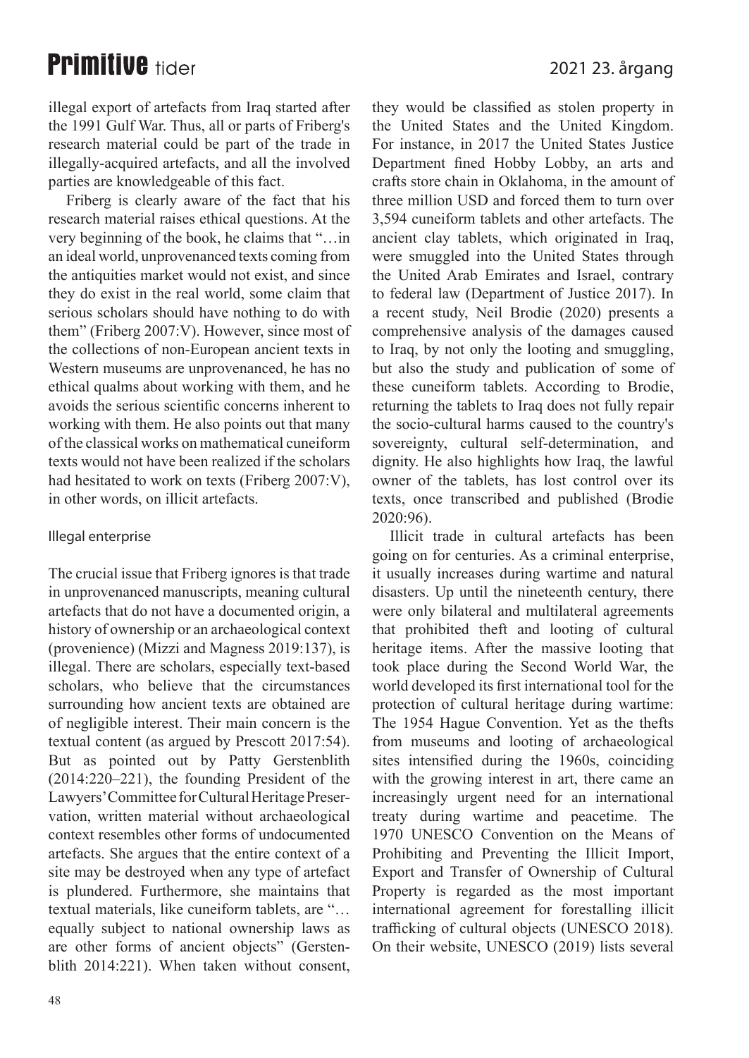illegal export of artefacts from Iraq started after the 1991 Gulf War. Thus, all or parts of Friberg's research material could be part of the trade in illegally-acquired artefacts, and all the involved parties are knowledgeable of this fact.

Friberg is clearly aware of the fact that his research material raises ethical questions. At the very beginning of the book, he claims that "…in an ideal world, unprovenanced texts coming from the antiquities market would not exist, and since they do exist in the real world, some claim that serious scholars should have nothing to do with them" (Friberg 2007:V). However, since most of the collections of non-European ancient texts in Western museums are unprovenanced, he has no ethical qualms about working with them, and he avoids the serious scientific concerns inherent to working with them. He also points out that many of the classical works on mathematical cuneiform texts would not have been realized if the scholars had hesitated to work on texts (Friberg 2007:V), in other words, on illicit artefacts.

### Illegal enterprise

The crucial issue that Friberg ignores is that trade in unprovenanced manuscripts, meaning cultural artefacts that do not have a documented origin, a history of ownership or an archaeological context (provenience) (Mizzi and Magness 2019:137), is illegal. There are scholars, especially text-based scholars, who believe that the circumstances surrounding how ancient texts are obtained are of negligible interest. Their main concern is the textual content (as argued by Prescott 2017:54). But as pointed out by Patty Gerstenblith (2014:220–221), the founding President of the Lawyers' Committee for Cultural Heritage Preservation, written material without archaeological context resembles other forms of undocumented artefacts. She argues that the entire context of a site may be destroyed when any type of artefact is plundered. Furthermore, she maintains that textual materials, like cuneiform tablets, are "… equally subject to national ownership laws as are other forms of ancient objects" (Gerstenblith 2014:221). When taken without consent, they would be classified as stolen property in the United States and the United Kingdom. For instance, in 2017 the United States Justice Department fined Hobby Lobby, an arts and crafts store chain in Oklahoma, in the amount of three million USD and forced them to turn over 3,594 cuneiform tablets and other artefacts. The ancient clay tablets, which originated in Iraq, were smuggled into the United States through the United Arab Emirates and Israel, contrary to federal law (Department of Justice 2017). In a recent study, Neil Brodie (2020) presents a comprehensive analysis of the damages caused to Iraq, by not only the looting and smuggling, but also the study and publication of some of these cuneiform tablets. According to Brodie, returning the tablets to Iraq does not fully repair the socio-cultural harms caused to the country's sovereignty, cultural self-determination, and dignity. He also highlights how Iraq, the lawful owner of the tablets, has lost control over its texts, once transcribed and published (Brodie 2020:96).

Illicit trade in cultural artefacts has been going on for centuries. As a criminal enterprise, it usually increases during wartime and natural disasters. Up until the nineteenth century, there were only bilateral and multilateral agreements that prohibited theft and looting of cultural heritage items. After the massive looting that took place during the Second World War, the world developed its first international tool for the protection of cultural heritage during wartime: The 1954 Hague Convention. Yet as the thefts from museums and looting of archaeological sites intensified during the 1960s, coinciding with the growing interest in art, there came an increasingly urgent need for an international treaty during wartime and peacetime. The 1970 UNESCO Convention on the Means of Prohibiting and Preventing the Illicit Import, Export and Transfer of Ownership of Cultural Property is regarded as the most important international agreement for forestalling illicit trafficking of cultural objects (UNESCO 2018). On their website, UNESCO (2019) lists several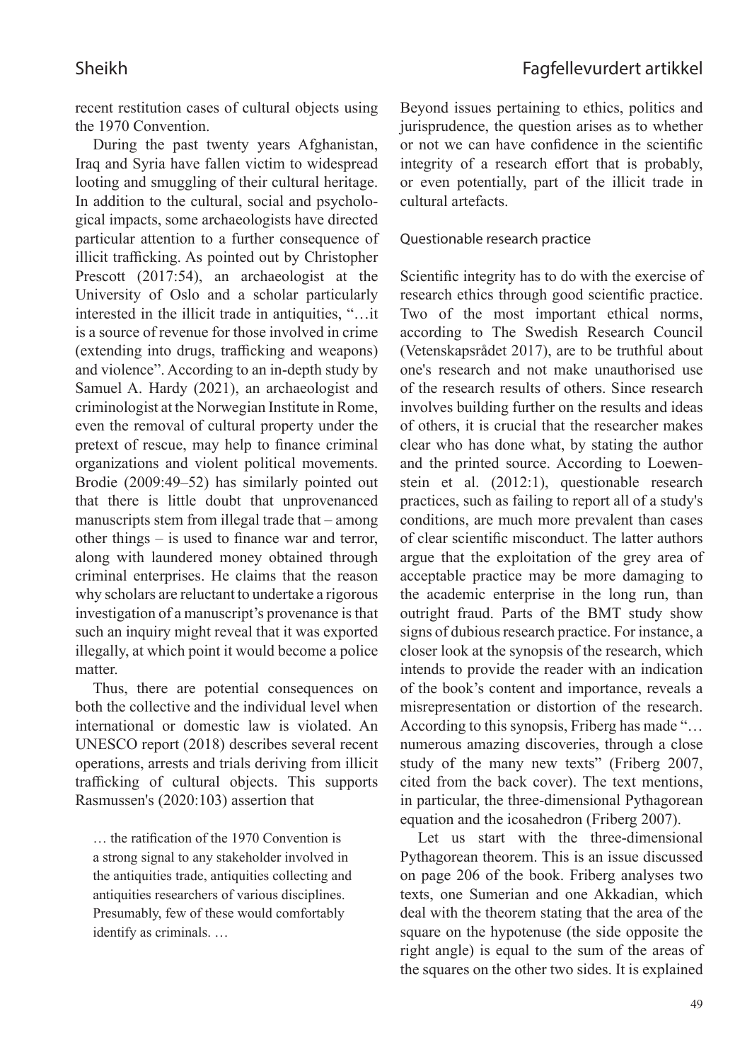recent restitution cases of cultural objects using the 1970 Convention.

During the past twenty years Afghanistan, Iraq and Syria have fallen victim to widespread looting and smuggling of their cultural heritage. In addition to the cultural, social and psychological impacts, some archaeologists have directed particular attention to a further consequence of illicit trafficking. As pointed out by Christopher Prescott (2017:54), an archaeologist at the University of Oslo and a scholar particularly interested in the illicit trade in antiquities, "…it is a source of revenue for those involved in crime (extending into drugs, trafficking and weapons) and violence". According to an in-depth study by Samuel A. Hardy (2021), an archaeologist and criminologist at the Norwegian Institute in Rome, even the removal of cultural property under the pretext of rescue, may help to finance criminal organizations and violent political movements. Brodie (2009:49–52) has similarly pointed out that there is little doubt that unprovenanced manuscripts stem from illegal trade that – among other things – is used to finance war and terror, along with laundered money obtained through criminal enterprises. He claims that the reason why scholars are reluctant to undertake a rigorous investigation of a manuscript's provenance is that such an inquiry might reveal that it was exported illegally, at which point it would become a police matter.

Thus, there are potential consequences on both the collective and the individual level when international or domestic law is violated. An UNESCO report (2018) describes several recent operations, arrests and trials deriving from illicit trafficking of cultural objects. This supports Rasmussen's (2020:103) assertion that

> … the ratification of the 1970 Convention is a strong signal to any stakeholder involved in the antiquities trade, antiquities collecting and antiquities researchers of various disciplines. Presumably, few of these would comfortably identify as criminals. …

Beyond issues pertaining to ethics, politics and jurisprudence, the question arises as to whether or not we can have confidence in the scientific integrity of a research effort that is probably, or even potentially, part of the illicit trade in cultural artefacts.

## Questionable research practice

Scientific integrity has to do with the exercise of research ethics through good scientific practice. Two of the most important ethical norms, according to The Swedish Research Council (Vetenskapsrådet 2017), are to be truthful about one's research and not make unauthorised use of the research results of others. Since research involves building further on the results and ideas of others, it is crucial that the researcher makes clear who has done what, by stating the author and the printed source. According to Loewenstein et al. (2012:1), questionable research practices, such as failing to report all of a study's conditions, are much more prevalent than cases of clear scientific misconduct. The latter authors argue that the exploitation of the grey area of acceptable practice may be more damaging to the academic enterprise in the long run, than outright fraud. Parts of the BMT study show signs of dubious research practice. For instance, a closer look at the synopsis of the research, which intends to provide the reader with an indication of the book's content and importance, reveals a misrepresentation or distortion of the research. According to this synopsis, Friberg has made "… numerous amazing discoveries, through a close study of the many new texts" (Friberg 2007, cited from the back cover). The text mentions, in particular, the three-dimensional Pythagorean equation and the icosahedron (Friberg 2007).

Let us start with the three-dimensional Pythagorean theorem. This is an issue discussed on page 206 of the book. Friberg analyses two texts, one Sumerian and one Akkadian, which deal with the theorem stating that the area of the square on the hypotenuse (the side opposite the right angle) is equal to the sum of the areas of the squares on the other two sides. It is explained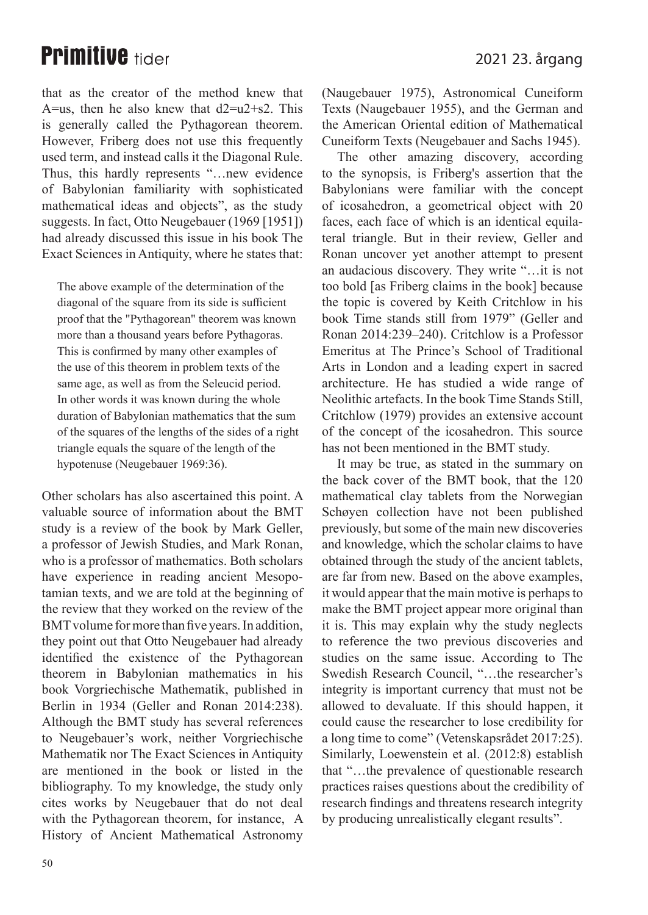that as the creator of the method knew that A=us, then he also knew that d2=u2+s2. This is generally called the Pythagorean theorem. However, Friberg does not use this frequently used term, and instead calls it the Diagonal Rule. Thus, this hardly represents "…new evidence of Babylonian familiarity with sophisticated mathematical ideas and objects", as the study suggests. In fact, Otto Neugebauer (1969 [1951]) had already discussed this issue in his book The Exact Sciences in Antiquity, where he states that:

> The above example of the determination of the diagonal of the square from its side is sufficient proof that the "Pythagorean" theorem was known more than a thousand years before Pythagoras. This is confirmed by many other examples of the use of this theorem in problem texts of the same age, as well as from the Seleucid period. In other words it was known during the whole duration of Babylonian mathematics that the sum of the squares of the lengths of the sides of a right triangle equals the square of the length of the hypotenuse (Neugebauer 1969:36).

Other scholars has also ascertained this point. A valuable source of information about the BMT study is a review of the book by Mark Geller, a professor of Jewish Studies, and Mark Ronan, who is a professor of mathematics. Both scholars have experience in reading ancient Mesopotamian texts, and we are told at the beginning of the review that they worked on the review of the BMT volume for more than five years. In addition, they point out that Otto Neugebauer had already identified the existence of the Pythagorean theorem in Babylonian mathematics in his book Vorgriechische Mathematik, published in Berlin in 1934 (Geller and Ronan 2014:238). Although the BMT study has several references to Neugebauer's work, neither Vorgriechische Mathematik nor The Exact Sciences in Antiquity are mentioned in the book or listed in the bibliography. To my knowledge, the study only cites works by Neugebauer that do not deal with the Pythagorean theorem, for instance, A History of Ancient Mathematical Astronomy (Naugebauer 1975), Astronomical Cuneiform Texts (Naugebauer 1955), and the German and the American Oriental edition of Mathematical Cuneiform Texts (Neugebauer and Sachs 1945).

The other amazing discovery, according to the synopsis, is Friberg's assertion that the Babylonians were familiar with the concept of icosahedron, a geometrical object with 20 faces, each face of which is an identical equilateral triangle. But in their review, Geller and Ronan uncover yet another attempt to present an audacious discovery. They write "…it is not too bold [as Friberg claims in the book] because the topic is covered by Keith Critchlow in his book Time stands still from 1979" (Geller and Ronan 2014:239–240). Critchlow is a Professor Emeritus at The Prince's School of Traditional Arts in London and a leading expert in sacred architecture. He has studied a wide range of Neolithic artefacts. In the book Time Stands Still, Critchlow (1979) provides an extensive account of the concept of the icosahedron. This source has not been mentioned in the BMT study.

It may be true, as stated in the summary on the back cover of the BMT book, that the 120 mathematical clay tablets from the Norwegian Schøyen collection have not been published previously, but some of the main new discoveries and knowledge, which the scholar claims to have obtained through the study of the ancient tablets, are far from new. Based on the above examples, it would appear that the main motive is perhaps to make the BMT project appear more original than it is. This may explain why the study neglects to reference the two previous discoveries and studies on the same issue. According to The Swedish Research Council, "…the researcher's integrity is important currency that must not be allowed to devaluate. If this should happen, it could cause the researcher to lose credibility for a long time to come" (Vetenskapsrådet 2017:25). Similarly, Loewenstein et al. (2012:8) establish that "…the prevalence of questionable research practices raises questions about the credibility of research findings and threatens research integrity by producing unrealistically elegant results".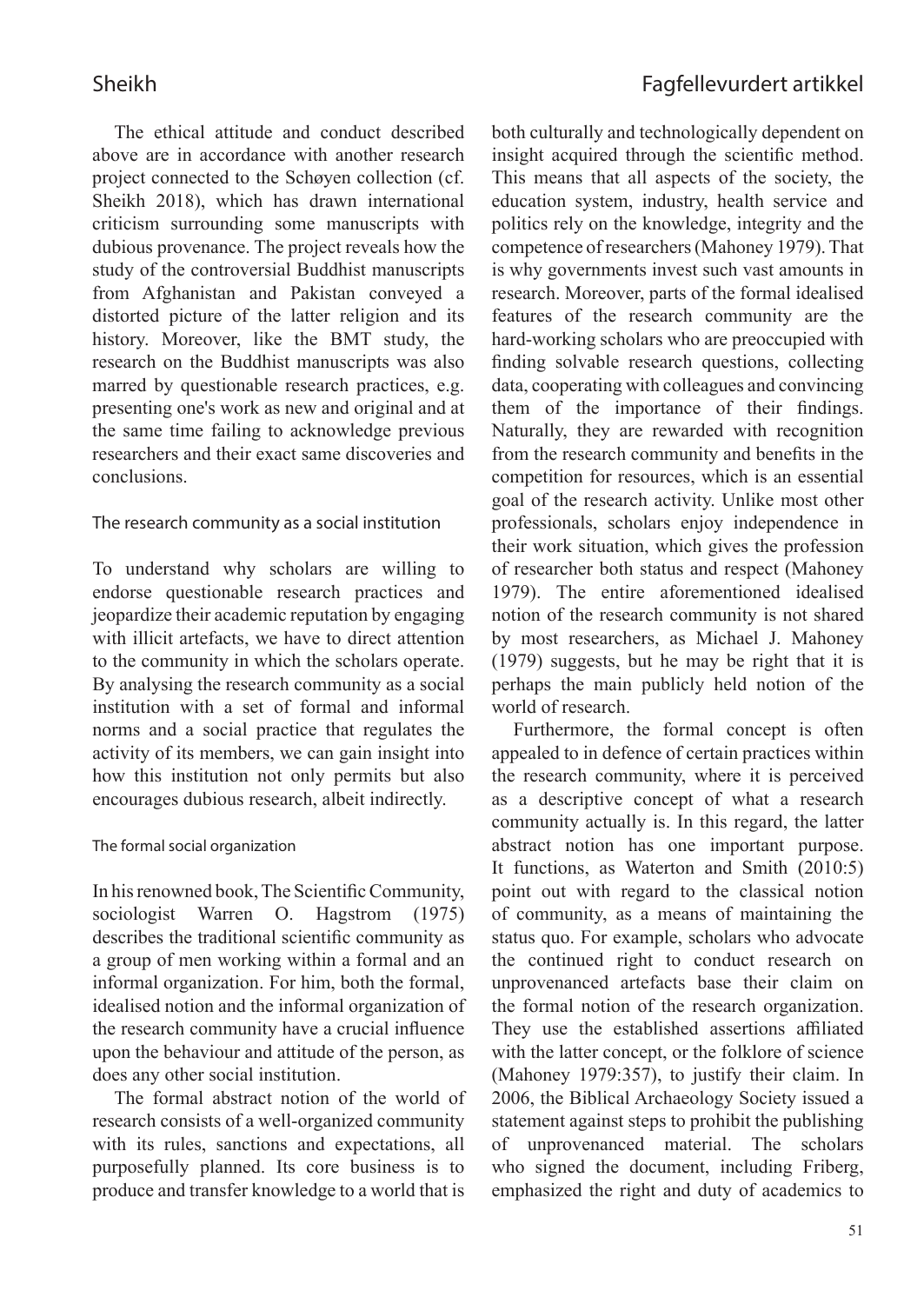The ethical attitude and conduct described above are in accordance with another research project connected to the Schøyen collection (cf. Sheikh 2018), which has drawn international criticism surrounding some manuscripts with dubious provenance. The project reveals how the study of the controversial Buddhist manuscripts from Afghanistan and Pakistan conveyed a distorted picture of the latter religion and its history. Moreover, like the BMT study, the research on the Buddhist manuscripts was also marred by questionable research practices, e.g. presenting one's work as new and original and at the same time failing to acknowledge previous researchers and their exact same discoveries and conclusions.

## The research community as a social institution

To understand why scholars are willing to endorse questionable research practices and jeopardize their academic reputation by engaging with illicit artefacts, we have to direct attention to the community in which the scholars operate. By analysing the research community as a social institution with a set of formal and informal norms and a social practice that regulates the activity of its members, we can gain insight into how this institution not only permits but also encourages dubious research, albeit indirectly.

### The formal social organization

In his renowned book, The Scientific Community, sociologist Warren O. Hagstrom (1975) describes the traditional scientific community as a group of men working within a formal and an informal organization. For him, both the formal, idealised notion and the informal organization of the research community have a crucial influence upon the behaviour and attitude of the person, as does any other social institution.

The formal abstract notion of the world of research consists of a well-organized community with its rules, sanctions and expectations, all purposefully planned. Its core business is to produce and transfer knowledge to a world that is both culturally and technologically dependent on insight acquired through the scientific method. This means that all aspects of the society, the education system, industry, health service and politics rely on the knowledge, integrity and the competence of researchers (Mahoney 1979). That is why governments invest such vast amounts in research. Moreover, parts of the formal idealised features of the research community are the hard-working scholars who are preoccupied with finding solvable research questions, collecting data, cooperating with colleagues and convincing them of the importance of their findings. Naturally, they are rewarded with recognition from the research community and benefits in the competition for resources, which is an essential goal of the research activity. Unlike most other professionals, scholars enjoy independence in their work situation, which gives the profession of researcher both status and respect (Mahoney 1979). The entire aforementioned idealised notion of the research community is not shared by most researchers, as Michael J. Mahoney (1979) suggests, but he may be right that it is perhaps the main publicly held notion of the world of research.

Furthermore, the formal concept is often appealed to in defence of certain practices within the research community, where it is perceived as a descriptive concept of what a research community actually is. In this regard, the latter abstract notion has one important purpose. It functions, as Waterton and Smith (2010:5) point out with regard to the classical notion of community, as a means of maintaining the status quo. For example, scholars who advocate the continued right to conduct research on unprovenanced artefacts base their claim on the formal notion of the research organization. They use the established assertions affiliated with the latter concept, or the folklore of science (Mahoney 1979:357), to justify their claim. In 2006, the Biblical Archaeology Society issued a statement against steps to prohibit the publishing of unprovenanced material. The scholars who signed the document, including Friberg, emphasized the right and duty of academics to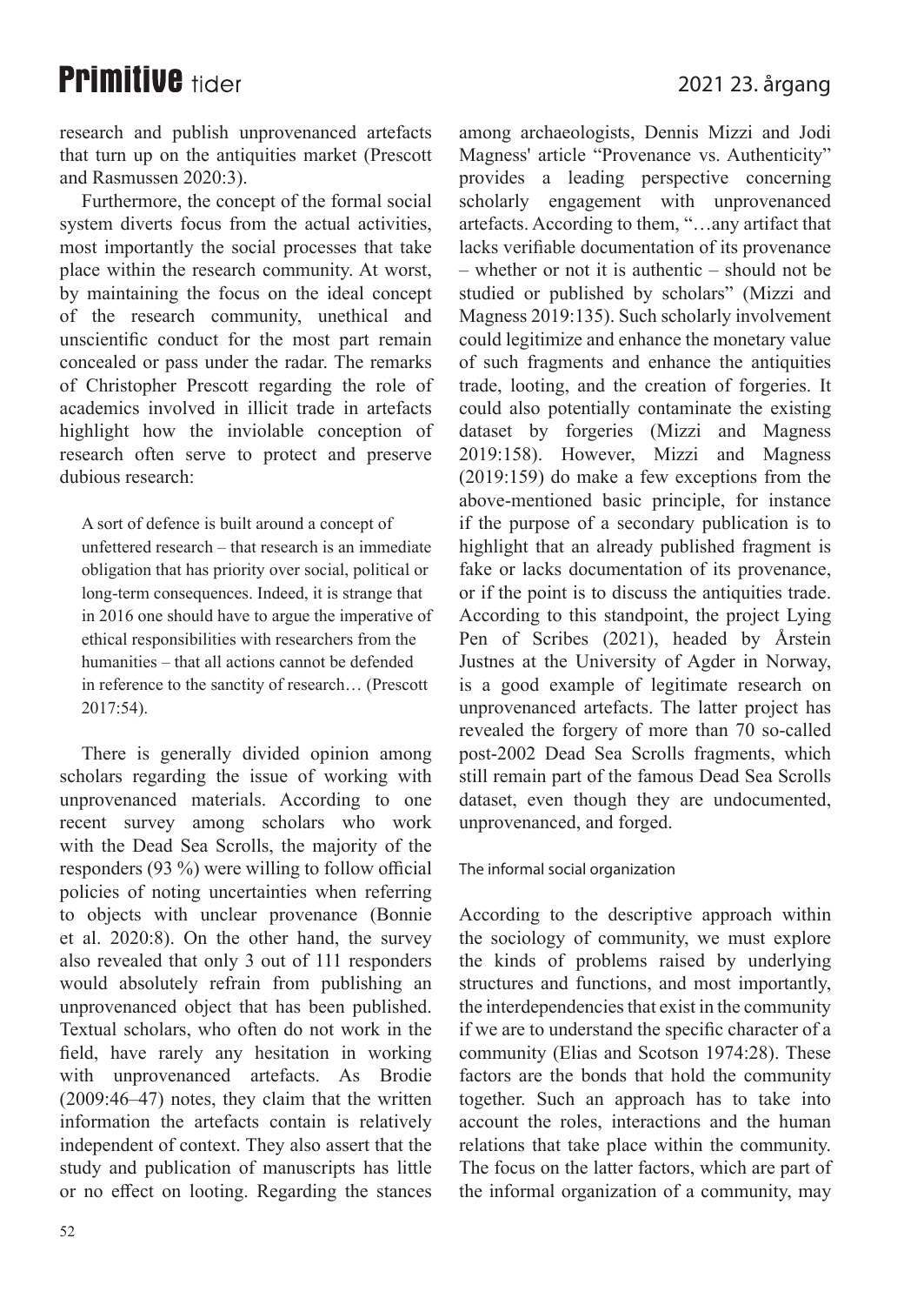research and publish unprovenanced artefacts that turn up on the antiquities market (Prescott and Rasmussen 2020:3).

Furthermore, the concept of the formal social system diverts focus from the actual activities, most importantly the social processes that take place within the research community. At worst, by maintaining the focus on the ideal concept of the research community, unethical and unscientific conduct for the most part remain concealed or pass under the radar. The remarks of Christopher Prescott regarding the role of academics involved in illicit trade in artefacts highlight how the inviolable conception of research often serve to protect and preserve dubious research:

> A sort of defence is built around a concept of unfettered research – that research is an immediate obligation that has priority over social, political or long-term consequences. Indeed, it is strange that in 2016 one should have to argue the imperative of ethical responsibilities with researchers from the humanities – that all actions cannot be defended in reference to the sanctity of research… (Prescott 2017:54).

There is generally divided opinion among scholars regarding the issue of working with unprovenanced materials. According to one recent survey among scholars who work with the Dead Sea Scrolls, the majority of the responders (93 %) were willing to follow official policies of noting uncertainties when referring to objects with unclear provenance (Bonnie et al. 2020:8). On the other hand, the survey also revealed that only 3 out of 111 responders would absolutely refrain from publishing an unprovenanced object that has been published. Textual scholars, who often do not work in the field, have rarely any hesitation in working with unprovenanced artefacts. As Brodie (2009:46–47) notes, they claim that the written information the artefacts contain is relatively independent of context. They also assert that the study and publication of manuscripts has little or no effect on looting. Regarding the stances among archaeologists, Dennis Mizzi and Jodi Magness' article "Provenance vs. Authenticity" provides a leading perspective concerning scholarly engagement with unprovenanced artefacts. According to them, "…any artifact that lacks verifiable documentation of its provenance – whether or not it is authentic – should not be studied or published by scholars" (Mizzi and Magness 2019:135). Such scholarly involvement could legitimize and enhance the monetary value of such fragments and enhance the antiquities trade, looting, and the creation of forgeries. It could also potentially contaminate the existing dataset by forgeries (Mizzi and Magness 2019:158). However, Mizzi and Magness (2019:159) do make a few exceptions from the above-mentioned basic principle, for instance if the purpose of a secondary publication is to highlight that an already published fragment is fake or lacks documentation of its provenance, or if the point is to discuss the antiquities trade. According to this standpoint, the project Lying Pen of Scribes (2021), headed by Årstein Justnes at the University of Agder in Norway, is a good example of legitimate research on unprovenanced artefacts. The latter project has revealed the forgery of more than 70 so-called post-2002 Dead Sea Scrolls fragments, which still remain part of the famous Dead Sea Scrolls dataset, even though they are undocumented, unprovenanced, and forged.

### The informal social organization

According to the descriptive approach within the sociology of community, we must explore the kinds of problems raised by underlying structures and functions, and most importantly, the interdependencies that exist in the community if we are to understand the specific character of a community (Elias and Scotson 1974:28). These factors are the bonds that hold the community together. Such an approach has to take into account the roles, interactions and the human relations that take place within the community. The focus on the latter factors, which are part of the informal organization of a community, may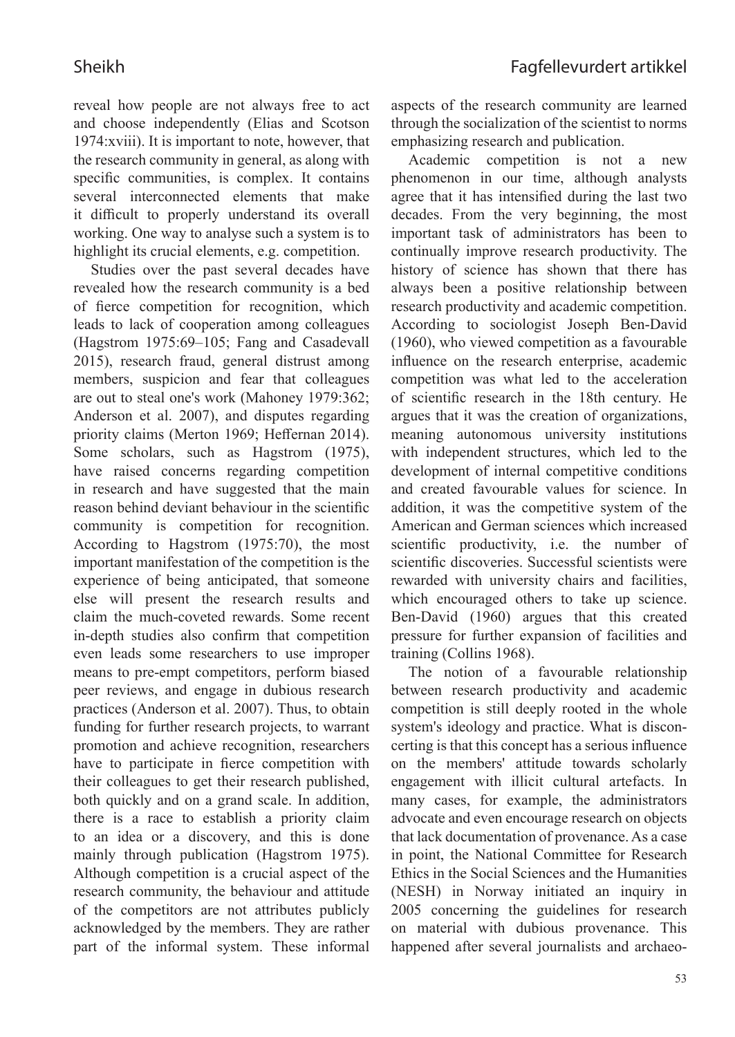reveal how people are not always free to act and choose independently (Elias and Scotson 1974:xviii). It is important to note, however, that the research community in general, as along with specific communities, is complex. It contains several interconnected elements that make it difficult to properly understand its overall working. One way to analyse such a system is to highlight its crucial elements, e.g. competition.

Studies over the past several decades have revealed how the research community is a bed of fierce competition for recognition, which leads to lack of cooperation among colleagues (Hagstrom 1975:69–105; Fang and Casadevall 2015), research fraud, general distrust among members, suspicion and fear that colleagues are out to steal one's work (Mahoney 1979:362; Anderson et al. 2007), and disputes regarding priority claims (Merton 1969; Heffernan 2014). Some scholars, such as Hagstrom (1975), have raised concerns regarding competition in research and have suggested that the main reason behind deviant behaviour in the scientific community is competition for recognition. According to Hagstrom (1975:70), the most important manifestation of the competition is the experience of being anticipated, that someone else will present the research results and claim the much-coveted rewards. Some recent in-depth studies also confirm that competition even leads some researchers to use improper means to pre-empt competitors, perform biased peer reviews, and engage in dubious research practices (Anderson et al. 2007). Thus, to obtain funding for further research projects, to warrant promotion and achieve recognition, researchers have to participate in fierce competition with their colleagues to get their research published, both quickly and on a grand scale. In addition, there is a race to establish a priority claim to an idea or a discovery, and this is done mainly through publication (Hagstrom 1975). Although competition is a crucial aspect of the research community, the behaviour and attitude of the competitors are not attributes publicly acknowledged by the members. They are rather part of the informal system. These informal aspects of the research community are learned through the socialization of the scientist to norms emphasizing research and publication.

Academic competition is not a new phenomenon in our time, although analysts agree that it has intensified during the last two decades. From the very beginning, the most important task of administrators has been to continually improve research productivity. The history of science has shown that there has always been a positive relationship between research productivity and academic competition. According to sociologist Joseph Ben-David (1960), who viewed competition as a favourable influence on the research enterprise, academic competition was what led to the acceleration of scientific research in the 18th century. He argues that it was the creation of organizations, meaning autonomous university institutions with independent structures, which led to the development of internal competitive conditions and created favourable values for science. In addition, it was the competitive system of the American and German sciences which increased scientific productivity, i.e. the number of scientific discoveries. Successful scientists were rewarded with university chairs and facilities, which encouraged others to take up science. Ben-David (1960) argues that this created pressure for further expansion of facilities and training (Collins 1968).

The notion of a favourable relationship between research productivity and academic competition is still deeply rooted in the whole system's ideology and practice. What is disconcerting is that this concept has a serious influence on the members' attitude towards scholarly engagement with illicit cultural artefacts. In many cases, for example, the administrators advocate and even encourage research on objects that lack documentation of provenance. As a case in point, the National Committee for Research Ethics in the Social Sciences and the Humanities (NESH) in Norway initiated an inquiry in 2005 concerning the guidelines for research on material with dubious provenance. This happened after several journalists and archaeo-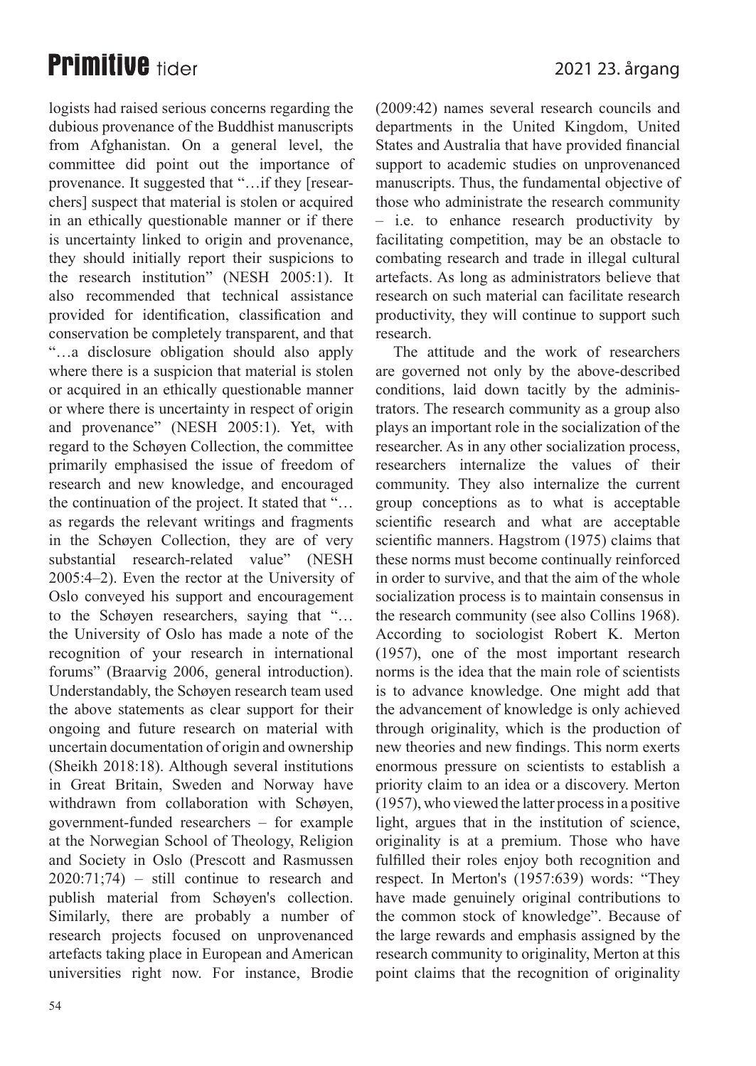logists had raised serious concerns regarding the dubious provenance of the Buddhist manuscripts from Afghanistan. On a general level, the committee did point out the importance of provenance. It suggested that "…if they [researchers] suspect that material is stolen or acquired in an ethically questionable manner or if there is uncertainty linked to origin and provenance, they should initially report their suspicions to the research institution" (NESH 2005:1). It also recommended that technical assistance provided for identification, classification and conservation be completely transparent, and that "…a disclosure obligation should also apply where there is a suspicion that material is stolen or acquired in an ethically questionable manner or where there is uncertainty in respect of origin and provenance" (NESH 2005:1). Yet, with regard to the Schøyen Collection, the committee primarily emphasised the issue of freedom of research and new knowledge, and encouraged the continuation of the project. It stated that "… as regards the relevant writings and fragments in the Schøyen Collection, they are of very substantial research-related value" (NESH 2005:4–2). Even the rector at the University of Oslo conveyed his support and encouragement to the Schøyen researchers, saying that "… the University of Oslo has made a note of the recognition of your research in international forums" (Braarvig 2006, general introduction). Understandably, the Schøyen research team used the above statements as clear support for their ongoing and future research on material with uncertain documentation of origin and ownership (Sheikh 2018:18). Although several institutions in Great Britain, Sweden and Norway have withdrawn from collaboration with Schøyen, government-funded researchers – for example at the Norwegian School of Theology, Religion and Society in Oslo (Prescott and Rasmussen 2020:71;74) – still continue to research and publish material from Schøyen's collection. Similarly, there are probably a number of research projects focused on unprovenanced artefacts taking place in European and American universities right now. For instance, Brodie (2009:42) names several research councils and departments in the United Kingdom, United States and Australia that have provided financial support to academic studies on unprovenanced manuscripts. Thus, the fundamental objective of those who administrate the research community – i.e. to enhance research productivity by facilitating competition, may be an obstacle to combating research and trade in illegal cultural artefacts. As long as administrators believe that research on such material can facilitate research productivity, they will continue to support such research.

The attitude and the work of researchers are governed not only by the above-described conditions, laid down tacitly by the administrators. The research community as a group also plays an important role in the socialization of the researcher. As in any other socialization process, researchers internalize the values of their community. They also internalize the current group conceptions as to what is acceptable scientific research and what are acceptable scientific manners. Hagstrom (1975) claims that these norms must become continually reinforced in order to survive, and that the aim of the whole socialization process is to maintain consensus in the research community (see also Collins 1968). According to sociologist Robert K. Merton (1957), one of the most important research norms is the idea that the main role of scientists is to advance knowledge. One might add that the advancement of knowledge is only achieved through originality, which is the production of new theories and new findings. This norm exerts enormous pressure on scientists to establish a priority claim to an idea or a discovery. Merton (1957), who viewed the latter process in a positive light, argues that in the institution of science, originality is at a premium. Those who have fulfilled their roles enjoy both recognition and respect. In Merton's (1957:639) words: "They have made genuinely original contributions to the common stock of knowledge". Because of the large rewards and emphasis assigned by the research community to originality, Merton at this point claims that the recognition of originality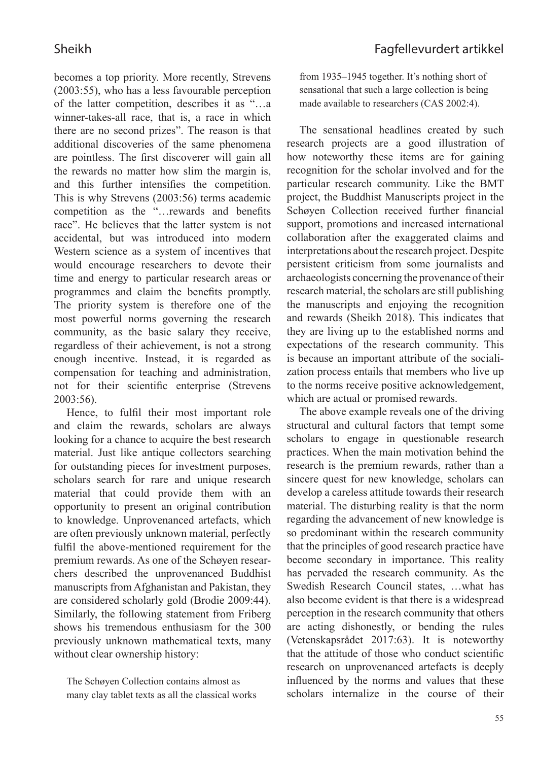becomes a top priority. More recently, Strevens (2003:55), who has a less favourable perception of the latter competition, describes it as "…a winner-takes-all race, that is, a race in which there are no second prizes". The reason is that additional discoveries of the same phenomena are pointless. The first discoverer will gain all the rewards no matter how slim the margin is, and this further intensifies the competition. This is why Strevens (2003:56) terms academic competition as the "…rewards and benefits race". He believes that the latter system is not accidental, but was introduced into modern Western science as a system of incentives that would encourage researchers to devote their time and energy to particular research areas or programmes and claim the benefits promptly. The priority system is therefore one of the most powerful norms governing the research community, as the basic salary they receive, regardless of their achievement, is not a strong enough incentive. Instead, it is regarded as compensation for teaching and administration, not for their scientific enterprise (Strevens 2003:56).

Hence, to fulfil their most important role and claim the rewards, scholars are always looking for a chance to acquire the best research material. Just like antique collectors searching for outstanding pieces for investment purposes, scholars search for rare and unique research material that could provide them with an opportunity to present an original contribution to knowledge. Unprovenanced artefacts, which are often previously unknown material, perfectly fulfil the above-mentioned requirement for the premium rewards. As one of the Schøyen researchers described the unprovenanced Buddhist manuscripts from Afghanistan and Pakistan, they are considered scholarly gold (Brodie 2009:44). Similarly, the following statement from Friberg shows his tremendous enthusiasm for the 300 previously unknown mathematical texts, many without clear ownership history:

> The Schøyen Collection contains almost as many clay tablet texts as all the classical works from 1935–1945 together. It's nothing short of sensational that such a large collection is being made available to researchers (CAS 2002:4).

The sensational headlines created by such research projects are a good illustration of how noteworthy these items are for gaining recognition for the scholar involved and for the particular research community. Like the BMT project, the Buddhist Manuscripts project in the Schøyen Collection received further financial support, promotions and increased international collaboration after the exaggerated claims and interpretations about the research project. Despite persistent criticism from some journalists and archaeologists concerning the provenance of their research material, the scholars are still publishing the manuscripts and enjoying the recognition and rewards (Sheikh 2018). This indicates that they are living up to the established norms and expectations of the research community. This is because an important attribute of the socialization process entails that members who live up to the norms receive positive acknowledgement, which are actual or promised rewards.

The above example reveals one of the driving structural and cultural factors that tempt some scholars to engage in questionable research practices. When the main motivation behind the research is the premium rewards, rather than a sincere quest for new knowledge, scholars can develop a careless attitude towards their research material. The disturbing reality is that the norm regarding the advancement of new knowledge is so predominant within the research community that the principles of good research practice have become secondary in importance. This reality has pervaded the research community. As the Swedish Research Council states, …what has also become evident is that there is a widespread perception in the research community that others are acting dishonestly, or bending the rules (Vetenskapsrådet 2017:63). It is noteworthy that the attitude of those who conduct scientific research on unprovenanced artefacts is deeply influenced by the norms and values that these scholars internalize in the course of their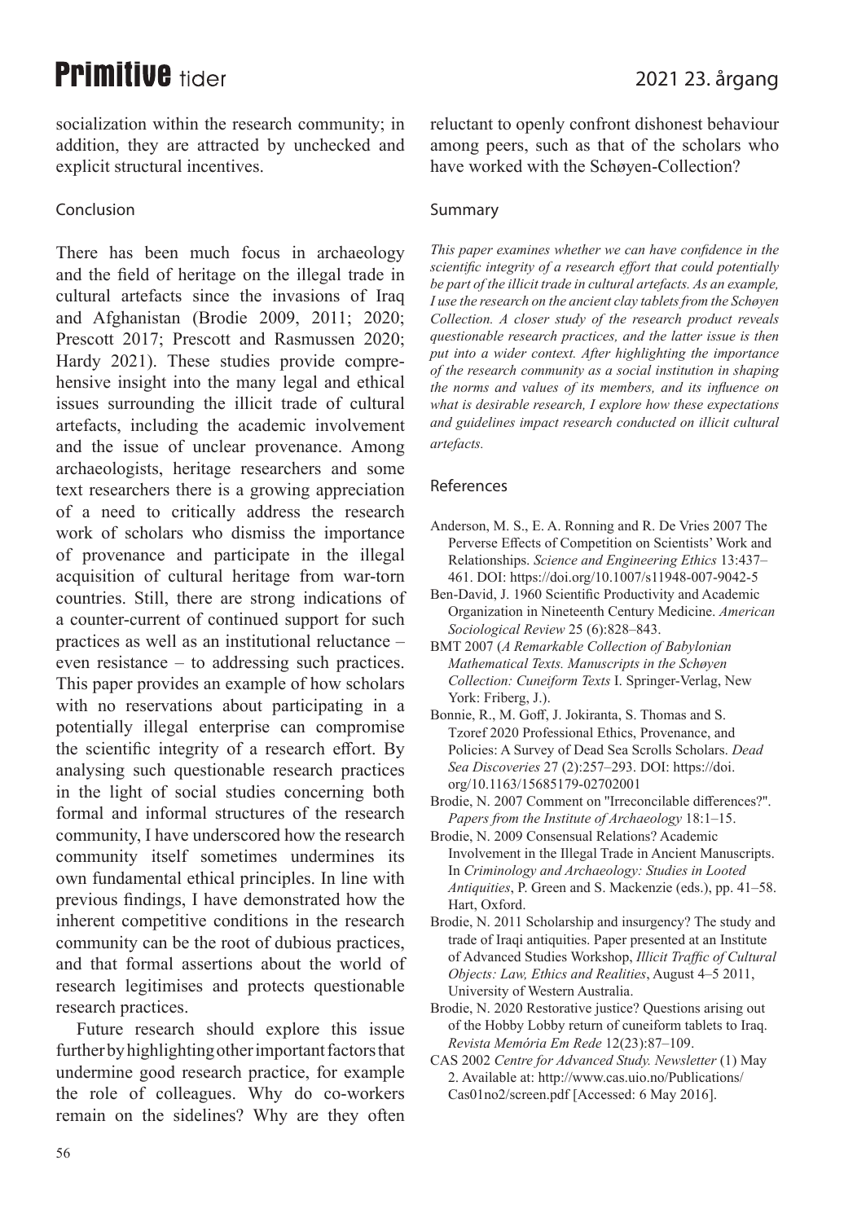socialization within the research community; in addition, they are attracted by unchecked and explicit structural incentives.

### Conclusion

There has been much focus in archaeology and the field of heritage on the illegal trade in cultural artefacts since the invasions of Iraq and Afghanistan (Brodie 2009, 2011; 2020; Prescott 2017; Prescott and Rasmussen 2020; Hardy 2021). These studies provide comprehensive insight into the many legal and ethical issues surrounding the illicit trade of cultural artefacts, including the academic involvement and the issue of unclear provenance. Among archaeologists, heritage researchers and some text researchers there is a growing appreciation of a need to critically address the research work of scholars who dismiss the importance of provenance and participate in the illegal acquisition of cultural heritage from war-torn countries. Still, there are strong indications of a counter-current of continued support for such practices as well as an institutional reluctance – even resistance – to addressing such practices. This paper provides an example of how scholars with no reservations about participating in a potentially illegal enterprise can compromise the scientific integrity of a research effort. By analysing such questionable research practices in the light of social studies concerning both formal and informal structures of the research community, I have underscored how the research community itself sometimes undermines its own fundamental ethical principles. In line with previous findings, I have demonstrated how the inherent competitive conditions in the research community can be the root of dubious practices, and that formal assertions about the world of research legitimises and protects questionable research practices.

Future research should explore this issue further by highlighting other important factors that undermine good research practice, for example the role of colleagues. Why do co-workers remain on the sidelines? Why are they often reluctant to openly confront dishonest behaviour among peers, such as that of the scholars who have worked with the Schøyen-Collection?

### Summary

*This paper examines whether we can have confidence in the scientific integrity of a research effort that could potentially be part of the illicit trade in cultural artefacts. As an example, I use the research on the ancient clay tablets from the Schøyen Collection. A closer study of the research product reveals questionable research practices, and the latter issue is then put into a wider context. After highlighting the importance of the research community as a social institution in shaping the norms and values of its members, and its influence on what is desirable research, I explore how these expectations and guidelines impact research conducted on illicit cultural artefacts.*

### References

Anderson, M. S., E. A. Ronning and R. De Vries 2007 The Perverse Effects of Competition on Scientists' Work and Relationships. *Science and Engineering Ethics* 13:437–461. DOI: https://doi.org/10.1007/s11948-007-9042-5

Ben-David, J. 1960 Scientific Productivity and Academic Organization in Nineteenth Century Medicine. *American Sociological Review* 25 (6):828–843.

BMT 2007 (*A Remarkable Collection of Babylonian Mathematical Texts. Manuscripts in the Schøyen Collection: Cuneiform Texts* I. Springer-Verlag, New York: Friberg, J.).

Bonnie, R., M. Goff, J. Jokiranta, S. Thomas and S. Tzoref 2020 Professional Ethics, Provenance, and Policies: A Survey of Dead Sea Scrolls Scholars. *Dead Sea Discoveries* 27 (2):257–293. DOI: https://doi.org/10.1163/15685179-02702001

Brodie, N. 2007 Comment on "Irreconcilable differences?". *Papers from the Institute of Archaeology* 18:1–15.

Brodie, N. 2009 Consensual Relations? Academic Involvement in the Illegal Trade in Ancient Manuscripts. In *Criminology and Archaeology: Studies in Looted Antiquities*, P. Green and S. Mackenzie (eds.), pp. 41–58. Hart, Oxford.

Brodie, N. 2011 Scholarship and insurgency? The study and trade of Iraqi antiquities. Paper presented at an Institute of Advanced Studies Workshop, *Illicit Traffic of Cultural Objects: Law, Ethics and Realities*, August 4–5 2011, University of Western Australia.

Brodie, N. 2020 Restorative justice? Questions arising out of the Hobby Lobby return of cuneiform tablets to Iraq. *Revista Memória Em Rede* 12(23):87–109.

CAS 2002 *Centre for Advanced Study. Newsletter* (1) May 2. Available at: http://www.cas.uio.no/Publications/Cas01no2/screen.pdf [Accessed: 6 May 2016].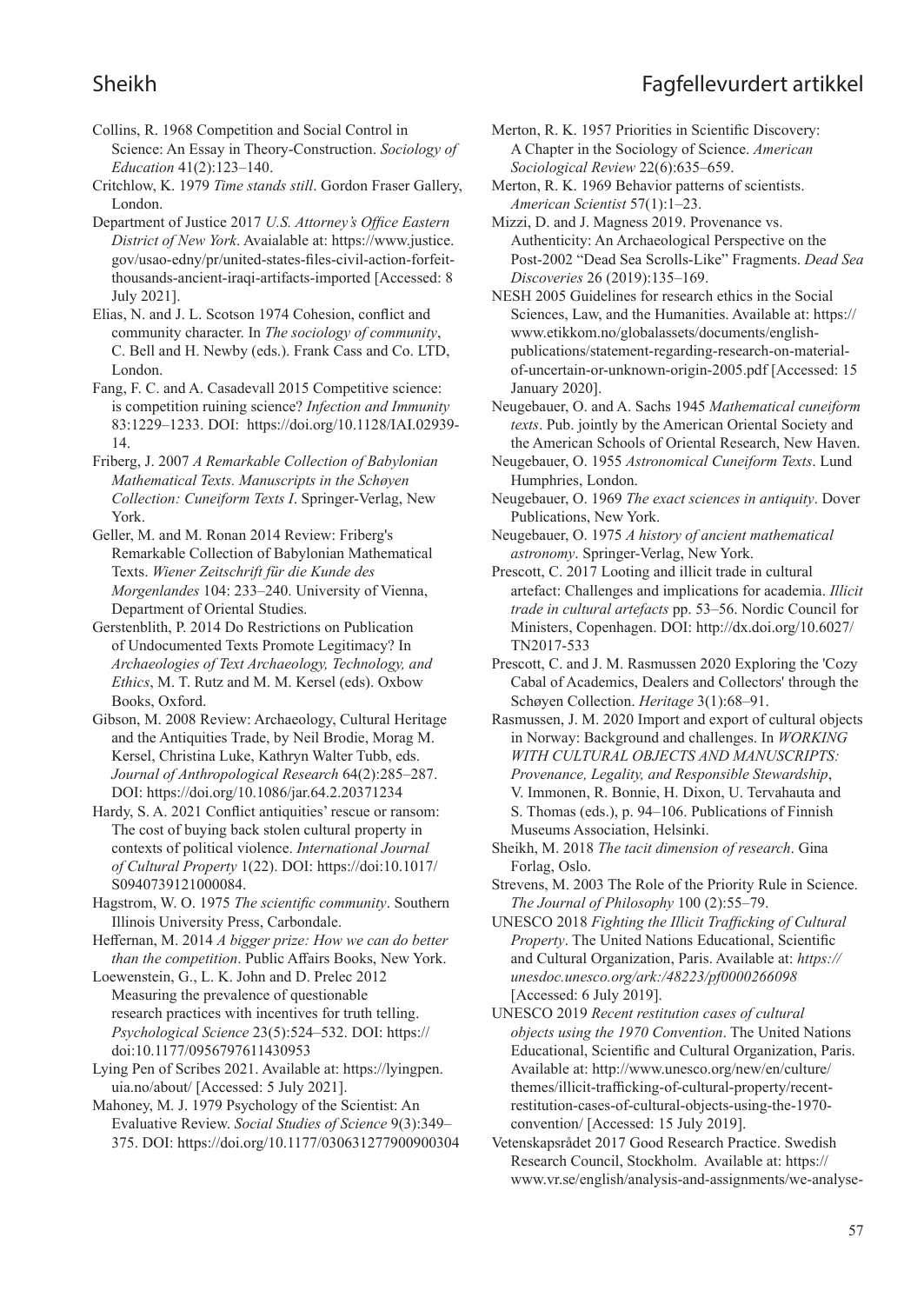Collins, R. 1968 Competition and Social Control in Science: An Essay in Theory-Construction. *Sociology of Education* 41(2):123–140.

Critchlow, K. 1979 *Time stands still*. Gordon Fraser Gallery, London.

Department of Justice 2017 *U.S. Attorney's Office Eastern District of New York*. Avaialable at: https://www.justice.gov/usao-edny/pr/united-states-files-civil-action-forfeit-thousands-ancient-iraqi-artifacts-imported [Accessed: 8 July 2021].

Elias, N. and J. L. Scotson 1974 Cohesion, conflict and community character. In *The sociology of community*, C. Bell and H. Newby (eds.). Frank Cass and Co. LTD, London.

Fang, F. C. and A. Casadevall 2015 Competitive science: is competition ruining science? *Infection and Immunity* 83:1229–1233. DOI: https://doi.org/10.1128/IAI.02939-14.

Friberg, J. 2007 *A Remarkable Collection of Babylonian Mathematical Texts. Manuscripts in the Schøyen Collection: Cuneiform Texts I*. Springer-Verlag, New York.

Geller, M. and M. Ronan 2014 Review: Friberg's Remarkable Collection of Babylonian Mathematical Texts. *Wiener Zeitschrift für die Kunde des Morgenlandes* 104: 233–240. University of Vienna, Department of Oriental Studies.

Gerstenblith, P. 2014 Do Restrictions on Publication of Undocumented Texts Promote Legitimacy? In *Archaeologies of Text Archaeology, Technology, and Ethics*, M. T. Rutz and M. M. Kersel (eds). Oxbow Books, Oxford.

Gibson, M. 2008 Review: Archaeology, Cultural Heritage and the Antiquities Trade, by Neil Brodie, Morag M. Kersel, Christina Luke, Kathryn Walter Tubb, eds. *Journal of Anthropological Research* 64(2):285–287. DOI: https://doi.org/10.1086/jar.64.2.20371234

Hardy, S. A. 2021 Conflict antiquities' rescue or ransom: The cost of buying back stolen cultural property in contexts of political violence. *International Journal of Cultural Property* 1(22). DOI: https://doi:10.1017/S0940739121000084.

Hagstrom, W. O. 1975 *The scientific community*. Southern Illinois University Press, Carbondale.

Heffernan, M. 2014 *A bigger prize: How we can do better than the competition*. Public Affairs Books, New York.

Loewenstein, G., L. K. John and D. Prelec 2012 Measuring the prevalence of questionable research practices with incentives for truth telling. *Psychological Science* 23(5):524–532. DOI: https://doi:10.1177/0956797611430953

Lying Pen of Scribes 2021. Available at: https://lyingpen.uia.no/about/ [Accessed: 5 July 2021].

Mahoney, M. J. 1979 Psychology of the Scientist: An Evaluative Review. *Social Studies of Science* 9(3):349–375. DOI: https://doi.org/10.1177/030631277900900304

Merton, R. K. 1957 Priorities in Scientific Discovery: A Chapter in the Sociology of Science. *American Sociological Review* 22(6):635–659.

Merton, R. K. 1969 Behavior patterns of scientists. *American Scientist* 57(1):1–23.

Mizzi, D. and J. Magness 2019. Provenance vs. Authenticity: An Archaeological Perspective on the Post-2002 "Dead Sea Scrolls-Like" Fragments. *Dead Sea Discoveries* 26 (2019):135–169.

NESH 2005 Guidelines for research ethics in the Social Sciences, Law, and the Humanities. Available at: https://www.etikkom.no/globalassets/documents/english-publications/statement-regarding-research-on-material-of-uncertain-or-unknown-origin-2005.pdf [Accessed: 15 January 2020].

Neugebauer, O. and A. Sachs 1945 *Mathematical cuneiform texts*. Pub. jointly by the American Oriental Society and the American Schools of Oriental Research, New Haven.

Neugebauer, O. 1955 *Astronomical Cuneiform Texts*. Lund Humphries, London.

Neugebauer, O. 1969 *The exact sciences in antiquity*. Dover Publications, New York.

Neugebauer, O. 1975 *A history of ancient mathematical astronomy*. Springer-Verlag, New York.

Prescott, C. 2017 Looting and illicit trade in cultural artefact: Challenges and implications for academia. *Illicit trade in cultural artefacts* pp. 53–56. Nordic Council for Ministers, Copenhagen. DOI: http://dx.doi.org/10.6027/TN2017-533

Prescott, C. and J. M. Rasmussen 2020 Exploring the 'Cozy Cabal of Academics, Dealers and Collectors' through the Schøyen Collection. *Heritage* 3(1):68–91.

Rasmussen, J. M. 2020 Import and export of cultural objects in Norway: Background and challenges. In *WORKING WITH CULTURAL OBJECTS AND MANUSCRIPTS: Provenance, Legality, and Responsible Stewardship*, V. Immonen, R. Bonnie, H. Dixon, U. Tervahauta and S. Thomas (eds.), p. 94–106. Publications of Finnish Museums Association, Helsinki.

Sheikh, M. 2018 *The tacit dimension of research*. Gina Forlag, Oslo.

Strevens, M. 2003 The Role of the Priority Rule in Science. *The Journal of Philosophy* 100 (2):55–79.

UNESCO 2018 *Fighting the Illicit Trafficking of Cultural Property*. The United Nations Educational, Scientific and Cultural Organization, Paris. Available at: *https://unesdoc.unesco.org/ark:/48223/pf0000266098* [Accessed: 6 July 2019].

UNESCO 2019 *Recent restitution cases of cultural objects using the 1970 Convention*. The United Nations Educational, Scientific and Cultural Organization, Paris. Available at: http://www.unesco.org/new/en/culture/themes/illicit-trafficking-of-cultural-property/recent-restitution-cases-of-cultural-objects-using-the-1970-convention/ [Accessed: 15 July 2019].

Vetenskapsrådet 2017 Good Research Practice. Swedish Research Council, Stockholm. Available at: https://www.vr.se/english/analysis-and-assignments/we-analyse-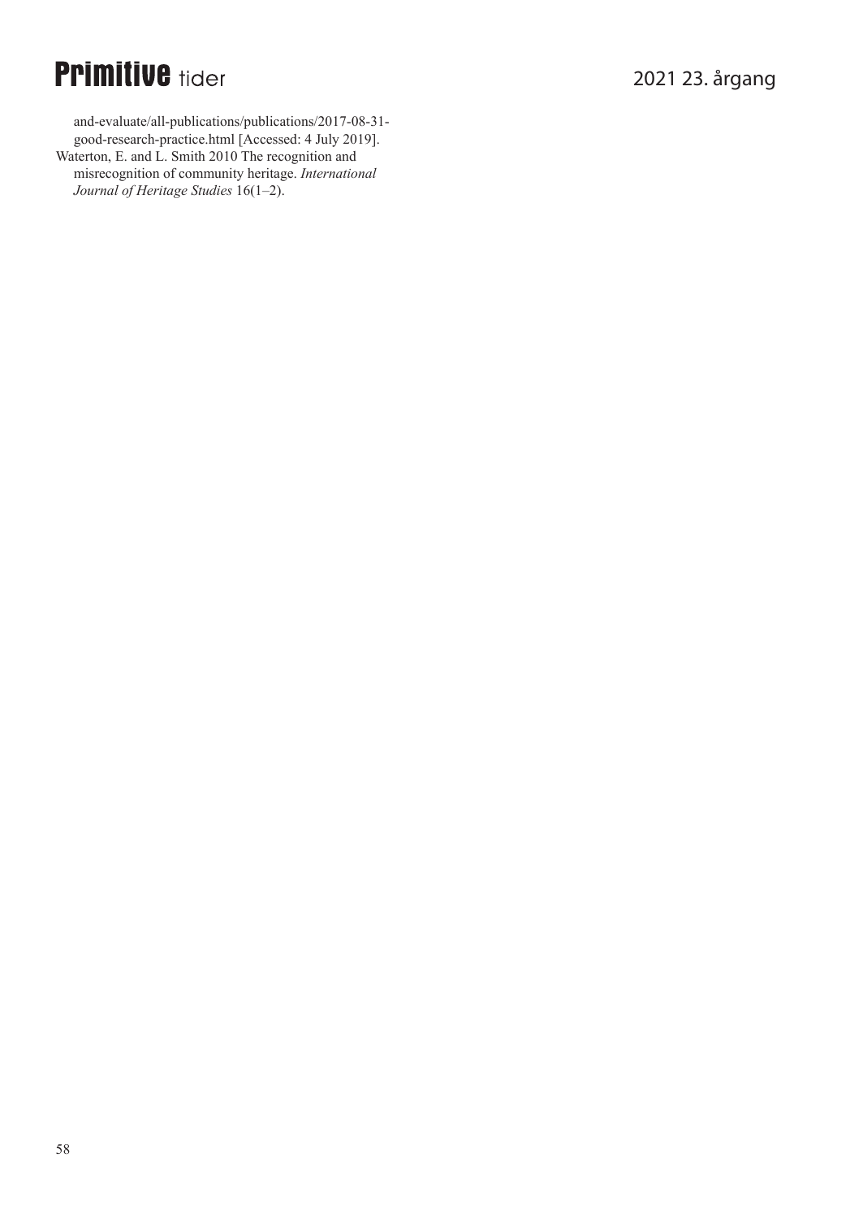and-evaluate/all-publications/publications/2017-08-31-good-research-practice.html [Accessed: 4 July 2019].

Waterton, E. and L. Smith 2010 The recognition and misrecognition of community heritage. *International Journal of Heritage Studies* 16(1–2).